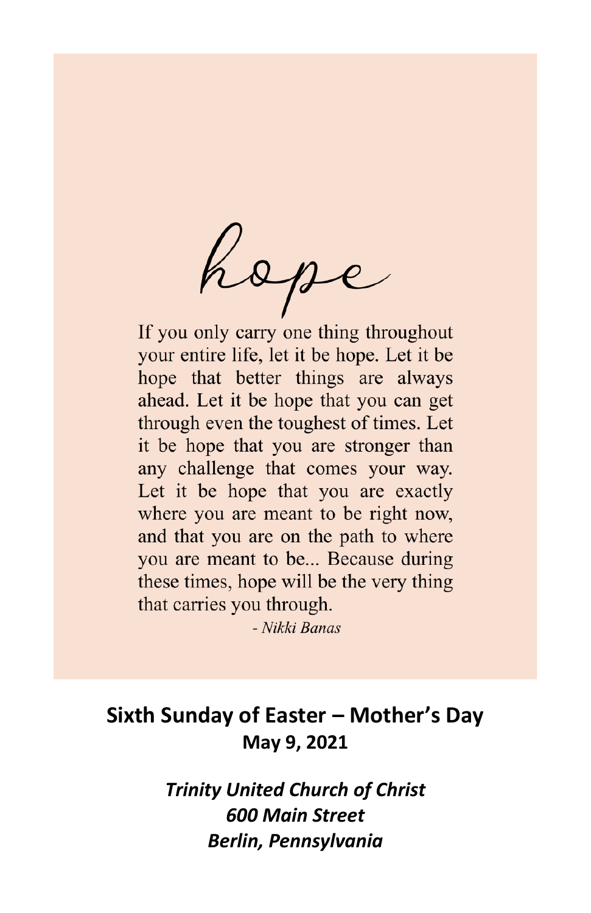*hope*

If you only carry one thing throughout your entire life, let it be hope. Let it be hope that better things are always ahead. Let it be hope that you can get through even the toughest of times. Let it be hope that you are stronger than any challenge that comes your way. Let it be hope that you are exactly where you are meant to be right now, and that you are on the path to where you are meant to be... Because during these times, hope will be the very thing that carries you through.

*- Nikki Banas*

## Sixth Sunday of Easter – Mother's Day

**May 9, 2021**

***Trinity United Church of Christ***
***600 Main Street***
***Berlin, Pennsylvania***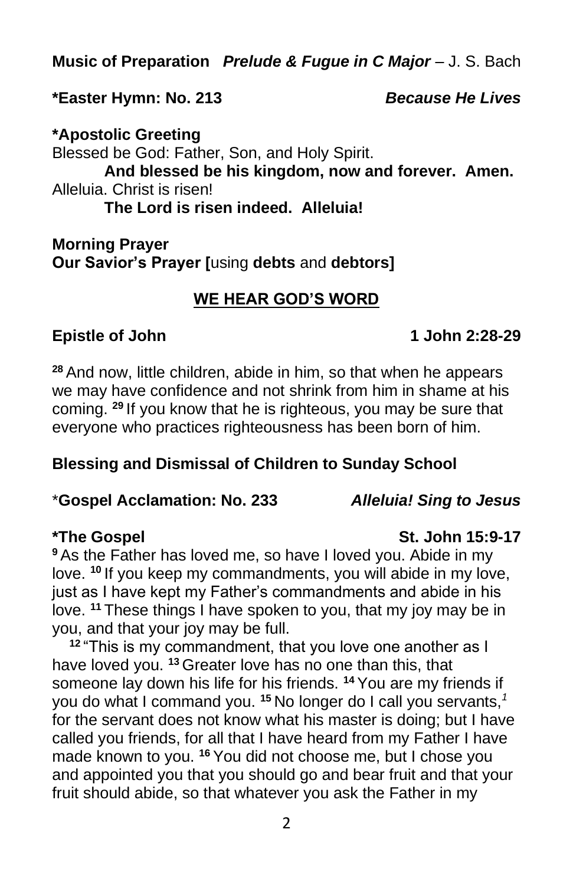**Music of Preparation** ***Prelude & Fugue in C Major*** – J. S. Bach

**\*Easter Hymn: No. 213** ***Because He Lives***

**\*Apostolic Greeting**

Blessed be God: Father, Son, and Holy Spirit.

**And blessed be his kingdom, now and forever. Amen.**

Alleluia. Christ is risen!

**The Lord is risen indeed. Alleluia!**

**Morning Prayer**

**Our Savior's Prayer [**using **debts** and **debtors]**

## WE HEAR GOD'S WORD

**Epistle of John** **1 John 2:28-29**

**28** And now, little children, abide in him, so that when he appears we may have confidence and not shrink from him in shame at his coming. **29** If you know that he is righteous, you may be sure that everyone who practices righteousness has been born of him.

**Blessing and Dismissal of Children to Sunday School**

\***Gospel Acclamation: No. 233** ***Alleluia! Sing to Jesus***

**\*The Gospel** **St. John 15:9-17**

**9** As the Father has loved me, so have I loved you. Abide in my love. **10** If you keep my commandments, you will abide in my love, just as I have kept my Father's commandments and abide in his love. **11** These things I have spoken to you, that my joy may be in you, and that your joy may be full.

**12** "This is my commandment, that you love one another as I have loved you. **13** Greater love has no one than this, that someone lay down his life for his friends. **14** You are my friends if you do what I command you. **15** No longer do I call you servants,[1] for the servant does not know what his master is doing; but I have called you friends, for all that I have heard from my Father I have made known to you. **16** You did not choose me, but I chose you and appointed you that you should go and bear fruit and that your fruit should abide, so that whatever you ask the Father in my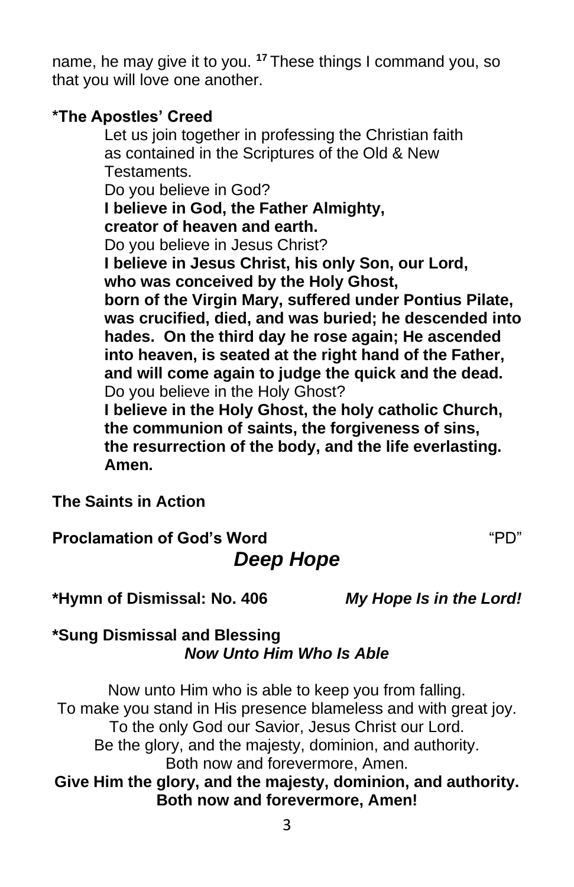name, he may give it to you. [17] These things I command you, so that you will love one another.

**\*The Apostles' Creed**

Let us join together in professing the Christian faith as contained in the Scriptures of the Old & New Testaments.
Do you believe in God?
**I believe in God, the Father Almighty,**
**creator of heaven and earth.**
Do you believe in Jesus Christ?
**I believe in Jesus Christ, his only Son, our Lord,**
**who was conceived by the Holy Ghost,**
**born of the Virgin Mary, suffered under Pontius Pilate, was crucified, died, and was buried; he descended into hades. On the third day he rose again; He ascended into heaven, is seated at the right hand of the Father, and will come again to judge the quick and the dead.**
Do you believe in the Holy Ghost?
**I believe in the Holy Ghost, the holy catholic Church,**
**the communion of saints, the forgiveness of sins,**
**the resurrection of the body, and the life everlasting.**
**Amen.**

**The Saints in Action**

**Proclamation of God's Word** "PD"

***Deep Hope***

**\*Hymn of Dismissal: No. 406** ***My Hope Is in the Lord!***

**\*Sung Dismissal and Blessing**
***Now Unto Him Who Is Able***

Now unto Him who is able to keep you from falling.
To make you stand in His presence blameless and with great joy.
To the only God our Savior, Jesus Christ our Lord.
Be the glory, and the majesty, dominion, and authority.
Both now and forevermore, Amen.
**Give Him the glory, and the majesty, dominion, and authority.**
**Both now and forevermore, Amen!**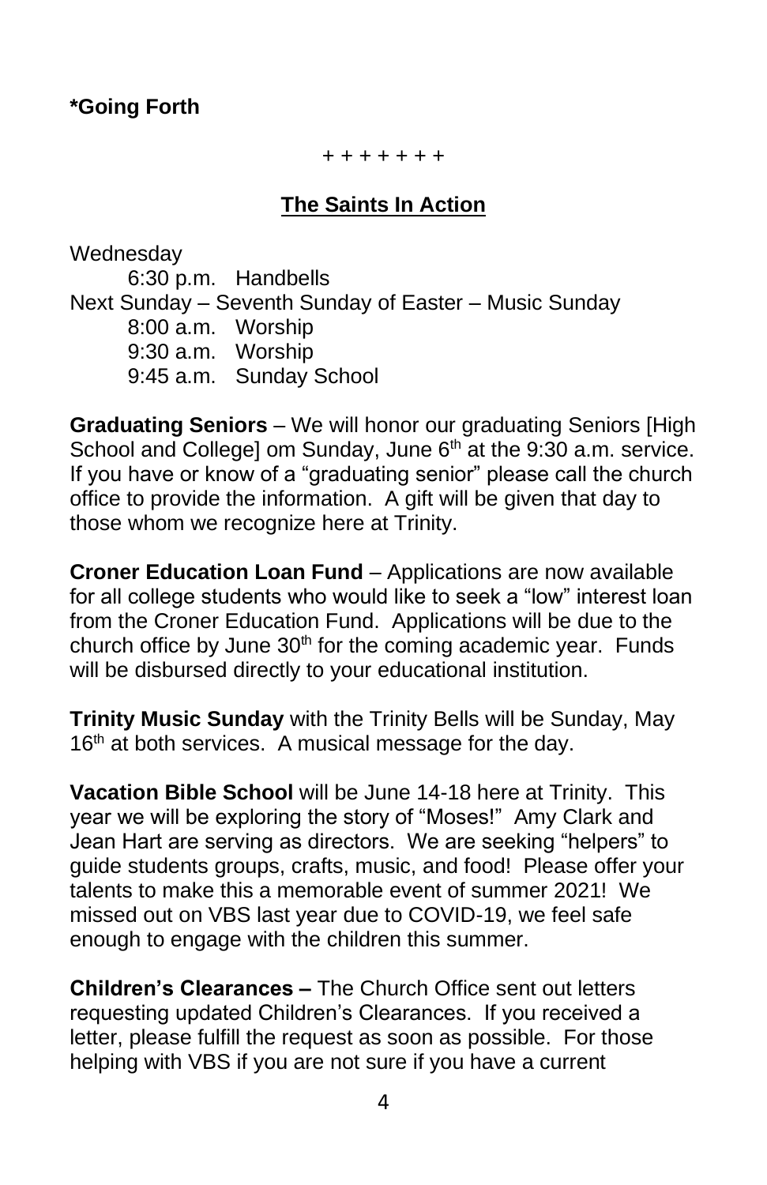**\*Going Forth**

\+ + + + + + +

## The Saints In Action

Wednesday

6:30 p.m. Handbells

Next Sunday – Seventh Sunday of Easter – Music Sunday

8:00 a.m. Worship

9:30 a.m. Worship

9:45 a.m. Sunday School

**Graduating Seniors** – We will honor our graduating Seniors [High School and College] om Sunday, June 6th at the 9:30 a.m. service. If you have or know of a "graduating senior" please call the church office to provide the information. A gift will be given that day to those whom we recognize here at Trinity.

**Croner Education Loan Fund** – Applications are now available for all college students who would like to seek a "low" interest loan from the Croner Education Fund. Applications will be due to the church office by June 30th for the coming academic year. Funds will be disbursed directly to your educational institution.

**Trinity Music Sunday** with the Trinity Bells will be Sunday, May 16th at both services. A musical message for the day.

**Vacation Bible School** will be June 14-18 here at Trinity. This year we will be exploring the story of "Moses!" Amy Clark and Jean Hart are serving as directors. We are seeking "helpers" to guide students groups, crafts, music, and food! Please offer your talents to make this a memorable event of summer 2021! We missed out on VBS last year due to COVID-19, we feel safe enough to engage with the children this summer.

**Children's Clearances –** The Church Office sent out letters requesting updated Children's Clearances. If you received a letter, please fulfill the request as soon as possible. For those helping with VBS if you are not sure if you have a current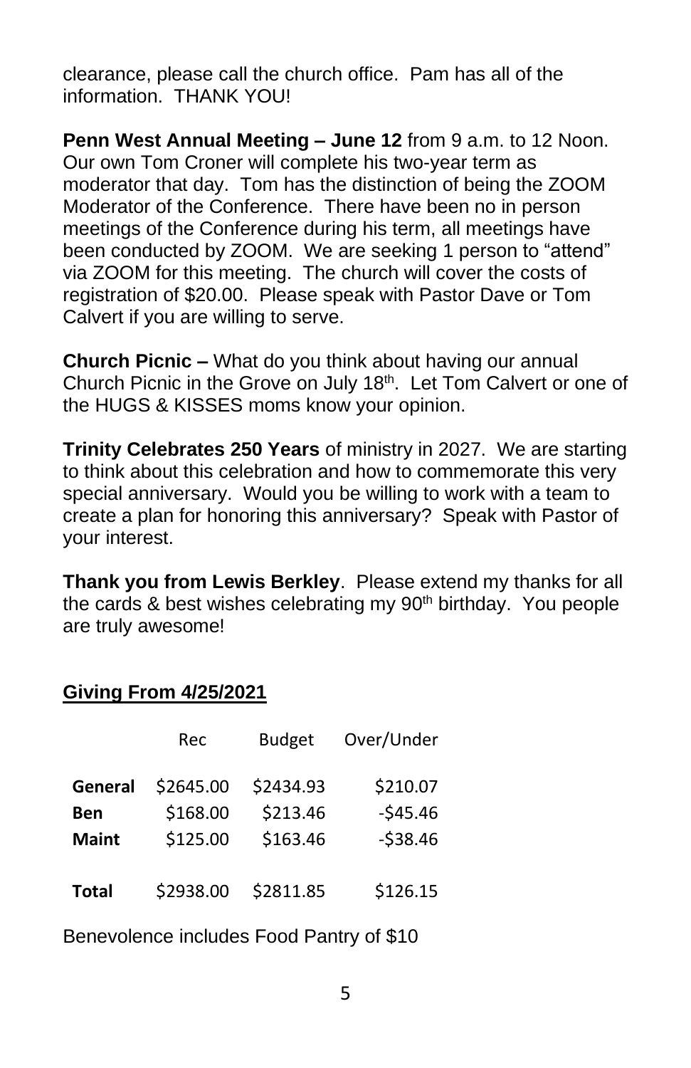clearance, please call the church office. Pam has all of the information. THANK YOU!

**Penn West Annual Meeting – June 12** from 9 a.m. to 12 Noon. Our own Tom Croner will complete his two-year term as moderator that day. Tom has the distinction of being the ZOOM Moderator of the Conference. There have been no in person meetings of the Conference during his term, all meetings have been conducted by ZOOM. We are seeking 1 person to "attend" via ZOOM for this meeting. The church will cover the costs of registration of $20.00. Please speak with Pastor Dave or Tom Calvert if you are willing to serve.

**Church Picnic –** What do you think about having our annual Church Picnic in the Grove on July 18th. Let Tom Calvert or one of the HUGS & KISSES moms know your opinion.

**Trinity Celebrates 250 Years** of ministry in 2027. We are starting to think about this celebration and how to commemorate this very special anniversary. Would you be willing to work with a team to create a plan for honoring this anniversary? Speak with Pastor of your interest.

**Thank you from Lewis Berkley**. Please extend my thanks for all the cards & best wishes celebrating my 90th birthday. You people are truly awesome!

## Giving From 4/25/2021

| | Rec | Budget | Over/Under |
|---|---|---|---|
| **General** | $2645.00 | $2434.93 | $210.07 |
| **Ben** | $168.00 | $213.46 | -$45.46 |
| **Maint** | $125.00 | $163.46 | -$38.46 |
| **Total** | $2938.00 | $2811.85 | $126.15 |

Benevolence includes Food Pantry of $10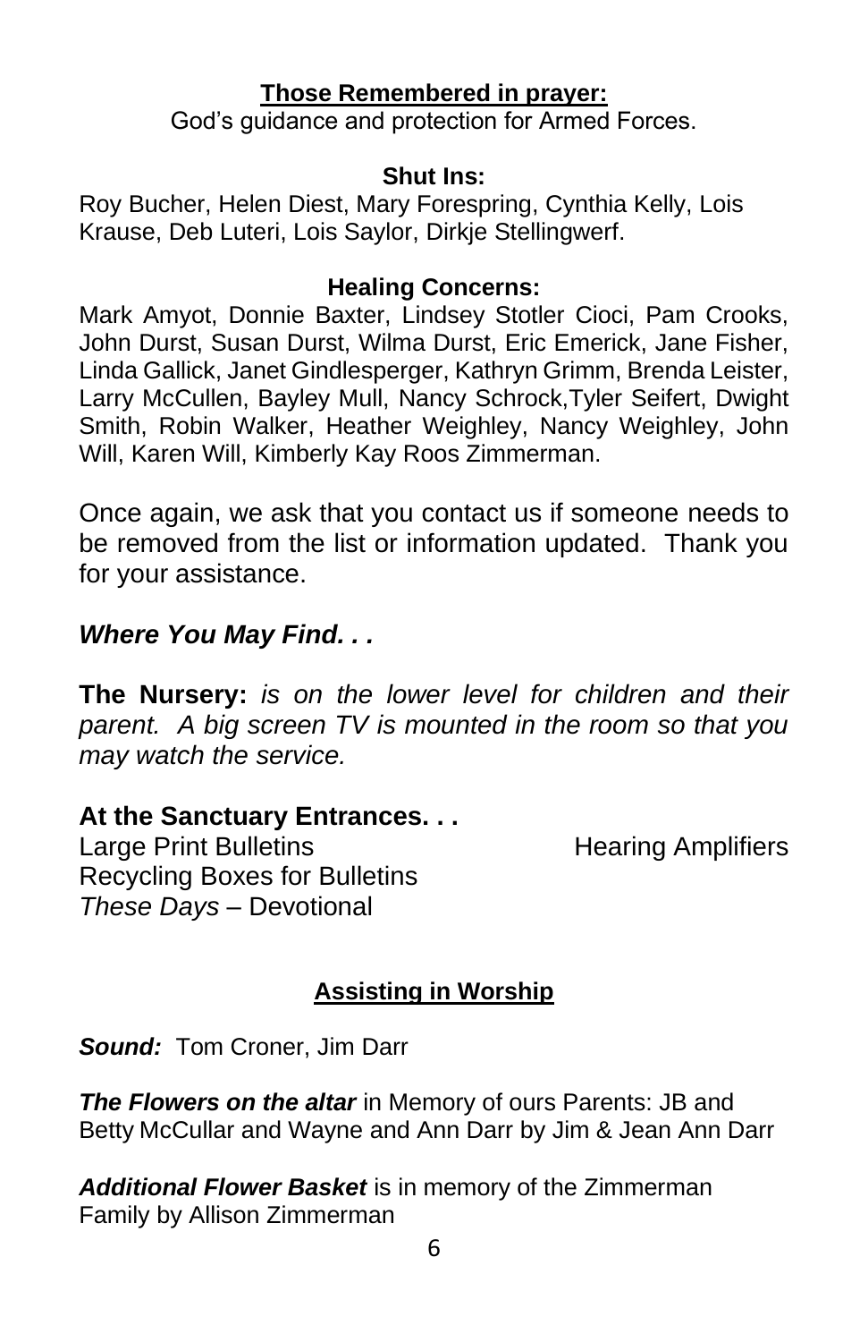**Those Remembered in prayer:**

God's guidance and protection for Armed Forces.

**Shut Ins:**

Roy Bucher, Helen Diest, Mary Forespring, Cynthia Kelly, Lois Krause, Deb Luteri, Lois Saylor, Dirkje Stellingwerf.

**Healing Concerns:**

Mark Amyot, Donnie Baxter, Lindsey Stotler Cioci, Pam Crooks, John Durst, Susan Durst, Wilma Durst, Eric Emerick, Jane Fisher, Linda Gallick, Janet Gindlesperger, Kathryn Grimm, Brenda Leister, Larry McCullen, Bayley Mull, Nancy Schrock,Tyler Seifert, Dwight Smith, Robin Walker, Heather Weighley, Nancy Weighley, John Will, Karen Will, Kimberly Kay Roos Zimmerman.

Once again, we ask that you contact us if someone needs to be removed from the list or information updated. Thank you for your assistance.

***Where You May Find. . .***

**The Nursery:** *is on the lower level for children and their parent. A big screen TV is mounted in the room so that you may watch the service.*

**At the Sanctuary Entrances. . .**

Large Print Bulletins

Hearing Amplifiers

Recycling Boxes for Bulletins

*These Days* – Devotional

**Assisting in Worship**

***Sound:*** Tom Croner, Jim Darr

***The Flowers on the altar*** in Memory of ours Parents: JB and Betty McCullar and Wayne and Ann Darr by Jim & Jean Ann Darr

***Additional Flower Basket*** is in memory of the Zimmerman Family by Allison Zimmerman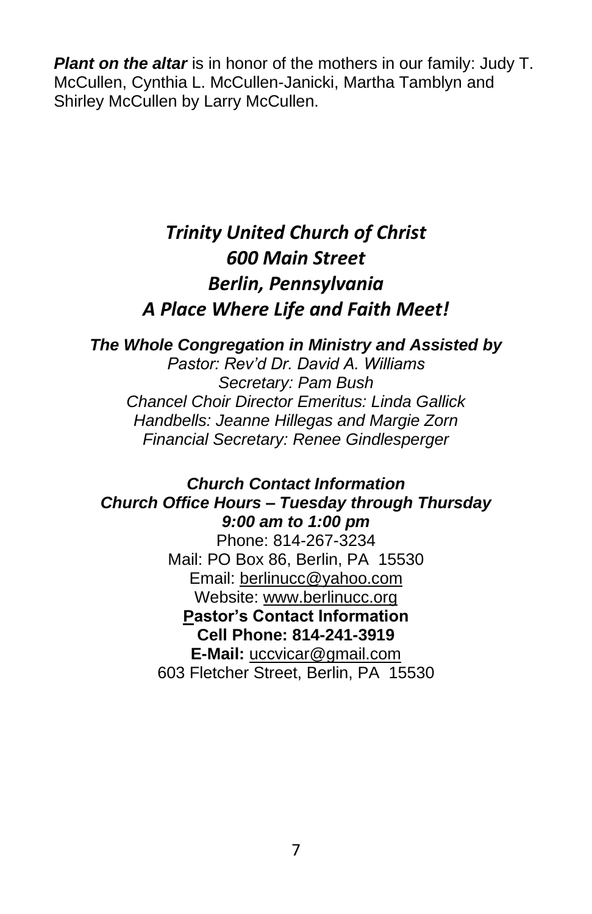***Plant on the altar*** is in honor of the mothers in our family: Judy T. McCullen, Cynthia L. McCullen-Janicki, Martha Tamblyn and Shirley McCullen by Larry McCullen.

## *Trinity United Church of Christ*
## *600 Main Street*
## *Berlin, Pennsylvania*
## *A Place Where Life and Faith Meet!*

***The Whole Congregation in Ministry and Assisted by***

*Pastor: Rev'd Dr. David A. Williams*
*Secretary: Pam Bush*
*Chancel Choir Director Emeritus: Linda Gallick*
*Handbells: Jeanne Hillegas and Margie Zorn*
*Financial Secretary: Renee Gindlesperger*

***Church Contact Information***
***Church Office Hours – Tuesday through Thursday***
***9:00 am to 1:00 pm***

Phone: 814-267-3234
Mail: PO Box 86, Berlin, PA 15530
Email: berlinucc@yahoo.com
Website: www.berlinucc.org

**Pastor's Contact Information**
**Cell Phone: 814-241-3919**
**E-Mail:** uccvicar@gmail.com
603 Fletcher Street, Berlin, PA 15530